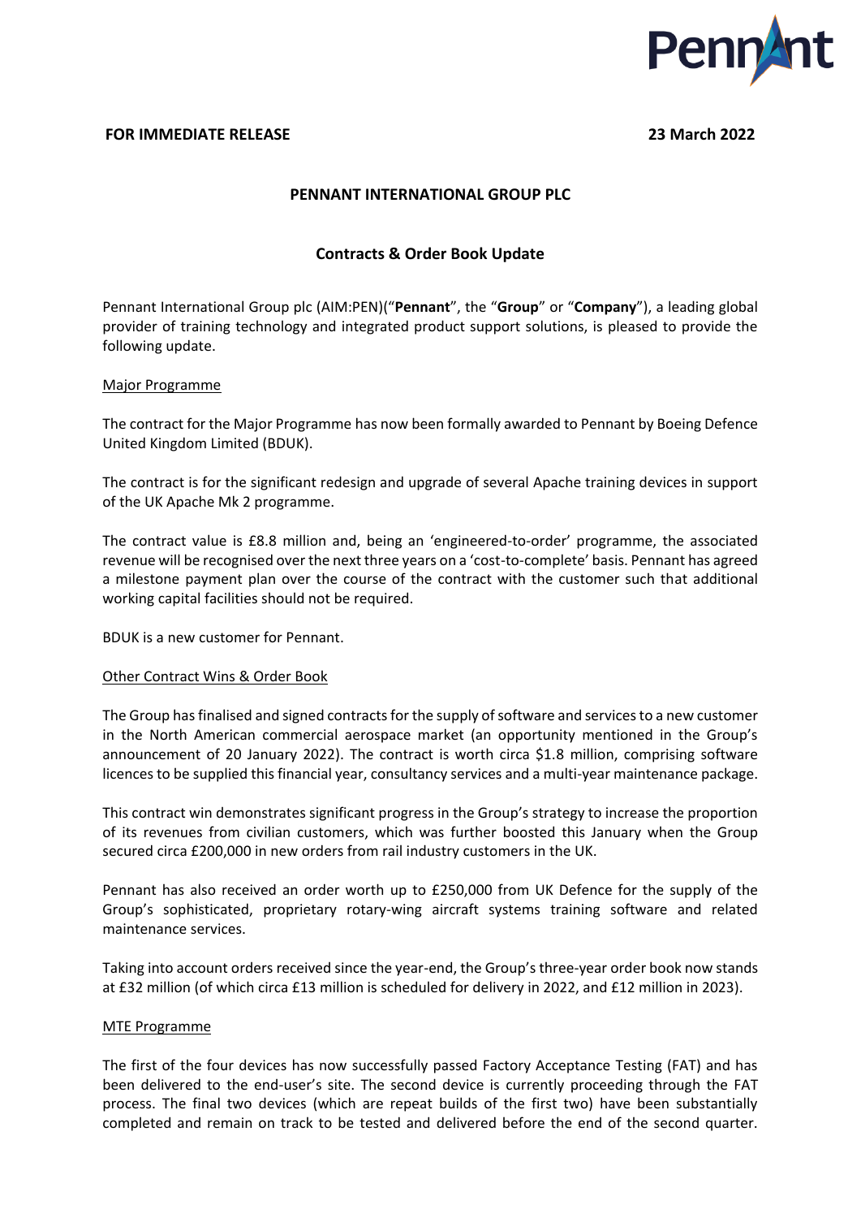**FOR IMMEDIATE RELEASE** **23 March 2022**

# PENNANT INTERNATIONAL GROUP PLC

## Contracts & Order Book Update

Pennant International Group plc (AIM:PEN)("**Pennant**", the "**Group**" or "**Company**"), a leading global provider of training technology and integrated product support solutions, is pleased to provide the following update.

### Major Programme

The contract for the Major Programme has now been formally awarded to Pennant by Boeing Defence United Kingdom Limited (BDUK).

The contract is for the significant redesign and upgrade of several Apache training devices in support of the UK Apache Mk 2 programme.

The contract value is £8.8 million and, being an 'engineered-to-order' programme, the associated revenue will be recognised over the next three years on a 'cost-to-complete' basis. Pennant has agreed a milestone payment plan over the course of the contract with the customer such that additional working capital facilities should not be required.

BDUK is a new customer for Pennant.

### Other Contract Wins & Order Book

The Group has finalised and signed contracts for the supply of software and services to a new customer in the North American commercial aerospace market (an opportunity mentioned in the Group's announcement of 20 January 2022). The contract is worth circa $1.8 million, comprising software licences to be supplied this financial year, consultancy services and a multi-year maintenance package.

This contract win demonstrates significant progress in the Group's strategy to increase the proportion of its revenues from civilian customers, which was further boosted this January when the Group secured circa £200,000 in new orders from rail industry customers in the UK.

Pennant has also received an order worth up to £250,000 from UK Defence for the supply of the Group's sophisticated, proprietary rotary-wing aircraft systems training software and related maintenance services.

Taking into account orders received since the year-end, the Group's three-year order book now stands at £32 million (of which circa £13 million is scheduled for delivery in 2022, and £12 million in 2023).

### MTE Programme

The first of the four devices has now successfully passed Factory Acceptance Testing (FAT) and has been delivered to the end-user's site. The second device is currently proceeding through the FAT process. The final two devices (which are repeat builds of the first two) have been substantially completed and remain on track to be tested and delivered before the end of the second quarter.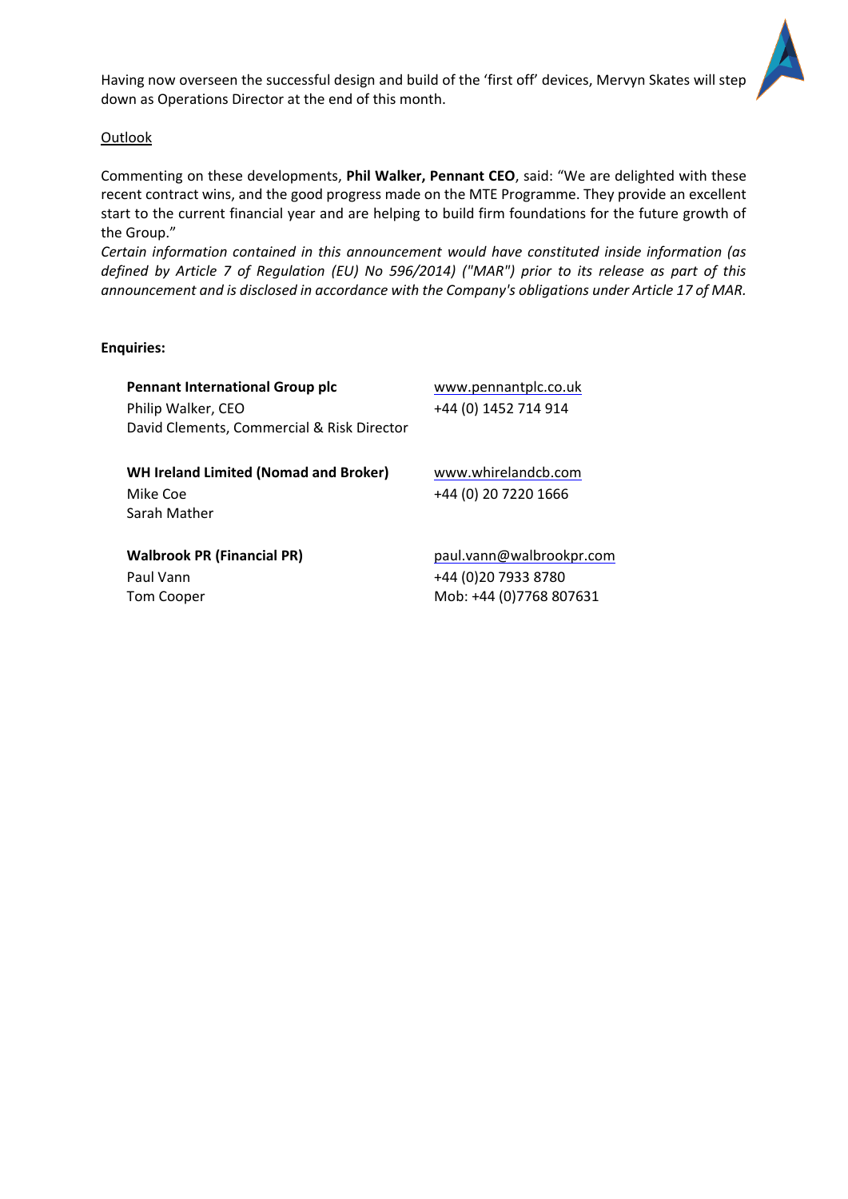Having now overseen the successful design and build of the 'first off' devices, Mervyn Skates will step down as Operations Director at the end of this month.

Outlook

Commenting on these developments, **Phil Walker, Pennant CEO**, said: "We are delighted with these recent contract wins, and the good progress made on the MTE Programme. They provide an excellent start to the current financial year and are helping to build firm foundations for the future growth of the Group."

*Certain information contained in this announcement would have constituted inside information (as defined by Article 7 of Regulation (EU) No 596/2014) ("MAR") prior to its release as part of this announcement and is disclosed in accordance with the Company's obligations under Article 17 of MAR.*

**Enquiries:**

| | |
|---|---|
| **Pennant International Group plc** | www.pennantplc.co.uk |
| Philip Walker, CEO | +44 (0) 1452 714 914 |
| David Clements, Commercial & Risk Director | |
| | |
| **WH Ireland Limited (Nomad and Broker)** | www.whirelandcb.com |
| Mike Coe | +44 (0) 20 7220 1666 |
| Sarah Mather | |
| | |
| **Walbrook PR (Financial PR)** | paul.vann@walbrookpr.com |
| Paul Vann | +44 (0)20 7933 8780 |
| Tom Cooper | Mob: +44 (0)7768 807631 |